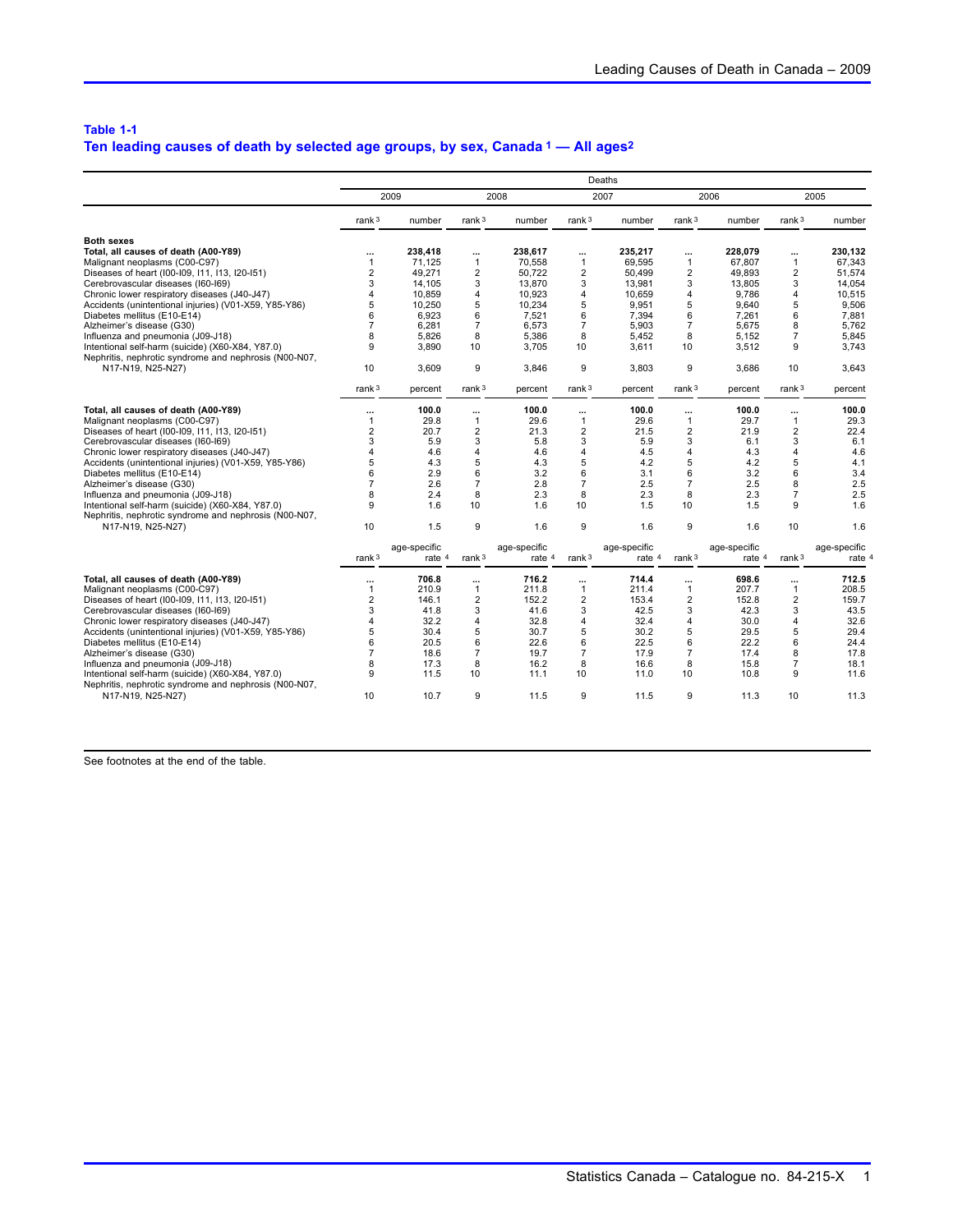### Table 1-1

## Ten leading causes of death by selected age groups, by sex, Canada [1] — All ages[2]

| | Deaths | | | | | | | | | |
|---|---|---|---|---|---|---|---|---|---|---|
| | 2009 | | 2008 | | 2007 | | 2006 | | 2005 | |
| | rank [3] | number | rank [3] | number | rank [3] | number | rank [3] | number | rank [3] | number |
| **Both sexes** | | | | | | | | | | |
| **Total, all causes of death (A00-Y89)** | **...** | **238,418** | **...** | **238,617** | **...** | **235,217** | **...** | **228,079** | **...** | **230,132** |
| Malignant neoplasms (C00-C97) | 1 | 71,125 | 1 | 70,558 | 1 | 69,595 | 1 | 67,807 | 1 | 67,343 |
| Diseases of heart (I00-I09, I11, I13, I20-I51) | 2 | 49,271 | 2 | 50,722 | 2 | 50,499 | 2 | 49,893 | 2 | 51,574 |
| Cerebrovascular diseases (I60-I69) | 3 | 14,105 | 3 | 13,870 | 3 | 13,981 | 3 | 13,805 | 3 | 14,054 |
| Chronic lower respiratory diseases (J40-J47) | 4 | 10,859 | 4 | 10,923 | 4 | 10,659 | 4 | 9,786 | 4 | 10,515 |
| Accidents (unintentional injuries) (V01-X59, Y85-Y86) | 5 | 10,250 | 5 | 10,234 | 5 | 9,951 | 5 | 9,640 | 5 | 9,506 |
| Diabetes mellitus (E10-E14) | 6 | 6,923 | 6 | 7,521 | 6 | 7,394 | 6 | 7,261 | 6 | 7,881 |
| Alzheimer's disease (G30) | 7 | 6,281 | 7 | 6,573 | 7 | 5,903 | 7 | 5,675 | 8 | 5,762 |
| Influenza and pneumonia (J09-J18) | 8 | 5,826 | 8 | 5,386 | 8 | 5,452 | 8 | 5,152 | 7 | 5,845 |
| Intentional self-harm (suicide) (X60-X84, Y87.0) | 9 | 3,890 | 10 | 3,705 | 10 | 3,611 | 10 | 3,512 | 9 | 3,743 |
| Nephritis, nephrotic syndrome and nephrosis (N00-N07, N17-N19, N25-N27) | 10 | 3,609 | 9 | 3,846 | 9 | 3,803 | 9 | 3,686 | 10 | 3,643 |
| | rank [3] | percent | rank [3] | percent | rank [3] | percent | rank [3] | percent | rank [3] | percent |
| **Total, all causes of death (A00-Y89)** | **...** | **100.0** | **...** | **100.0** | **...** | **100.0** | **...** | **100.0** | **...** | **100.0** |
| Malignant neoplasms (C00-C97) | 1 | 29.8 | 1 | 29.6 | 1 | 29.6 | 1 | 29.7 | 1 | 29.3 |
| Diseases of heart (I00-I09, I11, I13, I20-I51) | 2 | 20.7 | 2 | 21.3 | 2 | 21.5 | 2 | 21.9 | 2 | 22.4 |
| Cerebrovascular diseases (I60-I69) | 3 | 5.9 | 3 | 5.8 | 3 | 5.9 | 3 | 6.1 | 3 | 6.1 |
| Chronic lower respiratory diseases (J40-J47) | 4 | 4.6 | 4 | 4.6 | 4 | 4.5 | 4 | 4.3 | 4 | 4.6 |
| Accidents (unintentional injuries) (V01-X59, Y85-Y86) | 5 | 4.3 | 5 | 4.3 | 5 | 4.2 | 5 | 4.2 | 5 | 4.1 |
| Diabetes mellitus (E10-E14) | 6 | 2.9 | 6 | 3.2 | 6 | 3.1 | 6 | 3.2 | 6 | 3.4 |
| Alzheimer's disease (G30) | 7 | 2.6 | 7 | 2.8 | 7 | 2.5 | 7 | 2.5 | 8 | 2.5 |
| Influenza and pneumonia (J09-J18) | 8 | 2.4 | 8 | 2.3 | 8 | 2.3 | 8 | 2.3 | 7 | 2.5 |
| Intentional self-harm (suicide) (X60-X84, Y87.0) | 9 | 1.6 | 10 | 1.6 | 10 | 1.5 | 10 | 1.5 | 9 | 1.6 |
| Nephritis, nephrotic syndrome and nephrosis (N00-N07, N17-N19, N25-N27) | 10 | 1.5 | 9 | 1.6 | 9 | 1.6 | 9 | 1.6 | 10 | 1.6 |
| | rank [3] | age-specific rate [4] | rank [3] | age-specific rate [4] | rank [3] | age-specific rate [4] | rank [3] | age-specific rate [4] | rank [3] | age-specific rate [4] |
| **Total, all causes of death (A00-Y89)** | **...** | **706.8** | **...** | **716.2** | **...** | **714.4** | **...** | **698.6** | **...** | **712.5** |
| Malignant neoplasms (C00-C97) | 1 | 210.9 | 1 | 211.8 | 1 | 211.4 | 1 | 207.7 | 1 | 208.5 |
| Diseases of heart (I00-I09, I11, I13, I20-I51) | 2 | 146.1 | 2 | 152.2 | 2 | 153.4 | 2 | 152.8 | 2 | 159.7 |
| Cerebrovascular diseases (I60-I69) | 3 | 41.8 | 3 | 41.6 | 3 | 42.5 | 3 | 42.3 | 3 | 43.5 |
| Chronic lower respiratory diseases (J40-J47) | 4 | 32.2 | 4 | 32.8 | 4 | 32.4 | 4 | 30.0 | 4 | 32.6 |
| Accidents (unintentional injuries) (V01-X59, Y85-Y86) | 5 | 30.4 | 5 | 30.7 | 5 | 30.2 | 5 | 29.5 | 5 | 29.4 |
| Diabetes mellitus (E10-E14) | 6 | 20.5 | 6 | 22.6 | 6 | 22.5 | 6 | 22.2 | 6 | 24.4 |
| Alzheimer's disease (G30) | 7 | 18.6 | 7 | 19.7 | 7 | 17.9 | 7 | 17.4 | 8 | 17.8 |
| Influenza and pneumonia (J09-J18) | 8 | 17.3 | 8 | 16.2 | 8 | 16.6 | 8 | 15.8 | 7 | 18.1 |
| Intentional self-harm (suicide) (X60-X84, Y87.0) | 9 | 11.5 | 10 | 11.1 | 10 | 11.0 | 10 | 10.8 | 9 | 11.6 |
| Nephritis, nephrotic syndrome and nephrosis (N00-N07, N17-N19, N25-N27) | 10 | 10.7 | 9 | 11.5 | 9 | 11.5 | 9 | 11.3 | 10 | 11.3 |

See footnotes at the end of the table.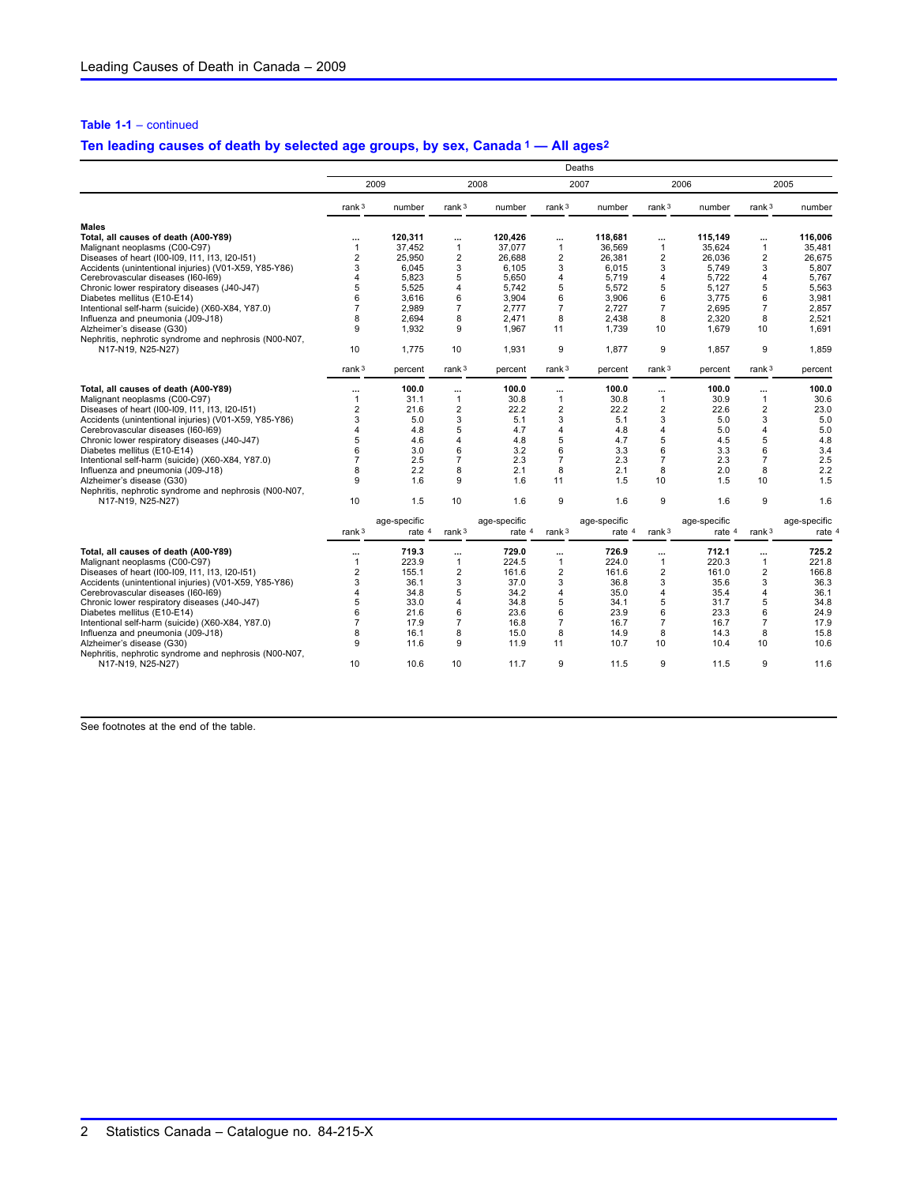**Table 1-1** – continued

**Ten leading causes of death by selected age groups, by sex, Canada [1] — All ages[2]**

| | Deaths | | | | | | | | | |
|---|---|---|---|---|---|---|---|---|---|---|
| | 2009 | | 2008 | | 2007 | | 2006 | | 2005 | |
| | rank [3] | number | rank [3] | number | rank [3] | number | rank [3] | number | rank [3] | number |
| **Males** | | | | | | | | | | |
| **Total, all causes of death (A00-Y89)** | **...** | **120,311** | **...** | **120,426** | **...** | **118,681** | **...** | **115,149** | **...** | **116,006** |
| Malignant neoplasms (C00-C97) | 1 | 37,452 | 1 | 37,077 | 1 | 36,569 | 1 | 35,624 | 1 | 35,481 |
| Diseases of heart (I00-I09, I11, I13, I20-I51) | 2 | 25,950 | 2 | 26,688 | 2 | 26,381 | 2 | 26,036 | 2 | 26,675 |
| Accidents (unintentional injuries) (V01-X59, Y85-Y86) | 3 | 6,045 | 3 | 6,105 | 3 | 6,015 | 3 | 5,749 | 3 | 5,807 |
| Cerebrovascular diseases (I60-I69) | 4 | 5,823 | 5 | 5,650 | 4 | 5,719 | 4 | 5,722 | 4 | 5,767 |
| Chronic lower respiratory diseases (J40-J47) | 5 | 5,525 | 4 | 5,742 | 5 | 5,572 | 5 | 5,127 | 5 | 5,563 |
| Diabetes mellitus (E10-E14) | 6 | 3,616 | 6 | 3,904 | 6 | 3,906 | 6 | 3,775 | 6 | 3,981 |
| Intentional self-harm (suicide) (X60-X84, Y87.0) | 7 | 2,989 | 7 | 2,777 | 7 | 2,727 | 7 | 2,695 | 7 | 2,857 |
| Influenza and pneumonia (J09-J18) | 8 | 2,694 | 8 | 2,471 | 8 | 2,438 | 8 | 2,320 | 8 | 2,521 |
| Alzheimer's disease (G30) | 9 | 1,932 | 9 | 1,967 | 11 | 1,739 | 10 | 1,679 | 10 | 1,691 |
| Nephritis, nephrotic syndrome and nephrosis (N00-N07, N17-N19, N25-N27) | 10 | 1,775 | 10 | 1,931 | 9 | 1,877 | 9 | 1,857 | 9 | 1,859 |
| | rank [3] | percent | rank [3] | percent | rank [3] | percent | rank [3] | percent | rank [3] | percent |
| **Total, all causes of death (A00-Y89)** | **...** | **100.0** | **...** | **100.0** | **...** | **100.0** | **...** | **100.0** | **...** | **100.0** |
| Malignant neoplasms (C00-C97) | 1 | 31.1 | 1 | 30.8 | 1 | 30.8 | 1 | 30.9 | 1 | 30.6 |
| Diseases of heart (I00-I09, I11, I13, I20-I51) | 2 | 21.6 | 2 | 22.2 | 2 | 22.2 | 2 | 22.6 | 2 | 23.0 |
| Accidents (unintentional injuries) (V01-X59, Y85-Y86) | 3 | 5.0 | 3 | 5.1 | 3 | 5.1 | 3 | 5.0 | 3 | 5.0 |
| Cerebrovascular diseases (I60-I69) | 4 | 4.8 | 5 | 4.7 | 4 | 4.8 | 4 | 5.0 | 4 | 5.0 |
| Chronic lower respiratory diseases (J40-J47) | 5 | 4.6 | 4 | 4.8 | 5 | 4.7 | 5 | 4.5 | 5 | 4.8 |
| Diabetes mellitus (E10-E14) | 6 | 3.0 | 6 | 3.2 | 6 | 3.3 | 6 | 3.3 | 6 | 3.4 |
| Intentional self-harm (suicide) (X60-X84, Y87.0) | 7 | 2.5 | 7 | 2.3 | 7 | 2.3 | 7 | 2.3 | 7 | 2.5 |
| Influenza and pneumonia (J09-J18) | 8 | 2.2 | 8 | 2.1 | 8 | 2.1 | 8 | 2.0 | 8 | 2.2 |
| Alzheimer's disease (G30) | 9 | 1.6 | 9 | 1.6 | 11 | 1.5 | 10 | 1.5 | 10 | 1.5 |
| Nephritis, nephrotic syndrome and nephrosis (N00-N07, N17-N19, N25-N27) | 10 | 1.5 | 10 | 1.6 | 9 | 1.6 | 9 | 1.6 | 9 | 1.6 |
| | rank [3] | age-specific rate [4] | rank [3] | age-specific rate [4] | rank [3] | age-specific rate [4] | rank [3] | age-specific rate [4] | rank [3] | age-specific rate [4] |
| **Total, all causes of death (A00-Y89)** | **...** | **719.3** | **...** | **729.0** | **...** | **726.9** | **...** | **712.1** | **...** | **725.2** |
| Malignant neoplasms (C00-C97) | 1 | 223.9 | 1 | 224.5 | 1 | 224.0 | 1 | 220.3 | 1 | 221.8 |
| Diseases of heart (I00-I09, I11, I13, I20-I51) | 2 | 155.1 | 2 | 161.6 | 2 | 161.6 | 2 | 161.0 | 2 | 166.8 |
| Accidents (unintentional injuries) (V01-X59, Y85-Y86) | 3 | 36.1 | 3 | 37.0 | 3 | 36.8 | 3 | 35.6 | 3 | 36.3 |
| Cerebrovascular diseases (I60-I69) | 4 | 34.8 | 5 | 34.2 | 4 | 35.0 | 4 | 35.4 | 4 | 36.1 |
| Chronic lower respiratory diseases (J40-J47) | 5 | 33.0 | 4 | 34.8 | 5 | 34.1 | 5 | 31.7 | 5 | 34.8 |
| Diabetes mellitus (E10-E14) | 6 | 21.6 | 6 | 23.6 | 6 | 23.9 | 6 | 23.3 | 6 | 24.9 |
| Intentional self-harm (suicide) (X60-X84, Y87.0) | 7 | 17.9 | 7 | 16.8 | 7 | 16.7 | 7 | 16.7 | 7 | 17.9 |
| Influenza and pneumonia (J09-J18) | 8 | 16.1 | 8 | 15.0 | 8 | 14.9 | 8 | 14.3 | 8 | 15.8 |
| Alzheimer's disease (G30) | 9 | 11.6 | 9 | 11.9 | 11 | 10.7 | 10 | 10.4 | 10 | 10.6 |
| Nephritis, nephrotic syndrome and nephrosis (N00-N07, N17-N19, N25-N27) | 10 | 10.6 | 10 | 11.7 | 9 | 11.5 | 9 | 11.5 | 9 | 11.6 |

See footnotes at the end of the table.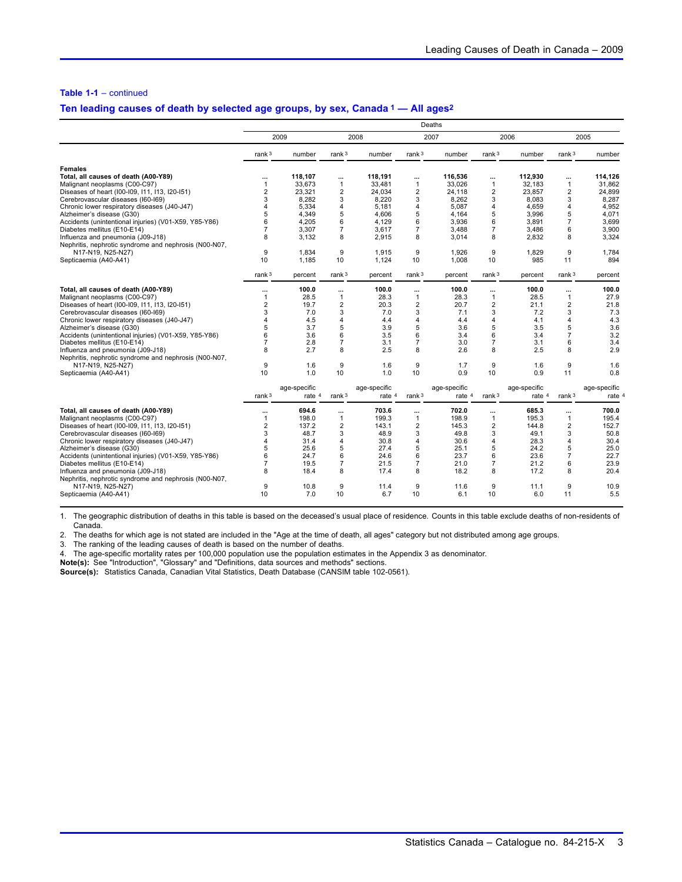**Table 1-1** – continued

## Ten leading causes of death by selected age groups, by sex, Canada [1] — All ages[2]

| | Deaths | | | | | | | | | |
|---|---|---|---|---|---|---|---|---|---|---|
| | 2009 | | 2008 | | 2007 | | 2006 | | 2005 | |
| | rank [3] | number | rank [3] | number | rank [3] | number | rank [3] | number | rank [3] | number |
| **Females** | | | | | | | | | | |
| **Total, all causes of death (A00-Y89)** | **...** | **118,107** | **...** | **118,191** | **...** | **116,536** | **...** | **112,930** | **...** | **114,126** |
| Malignant neoplasms (C00-C97) | 1 | 33,673 | 1 | 33,481 | 1 | 33,026 | 1 | 32,183 | 1 | 31,862 |
| Diseases of heart (I00-I09, I11, I13, I20-I51) | 2 | 23,321 | 2 | 24,034 | 2 | 24,118 | 2 | 23,857 | 2 | 24,899 |
| Cerebrovascular diseases (I60-I69) | 3 | 8,282 | 3 | 8,220 | 3 | 8,262 | 3 | 8,083 | 3 | 8,287 |
| Chronic lower respiratory diseases (J40-J47) | 4 | 5,334 | 4 | 5,181 | 4 | 5,087 | 4 | 4,659 | 4 | 4,952 |
| Alzheimer's disease (G30) | 5 | 4,349 | 5 | 4,606 | 5 | 4,164 | 5 | 3,996 | 5 | 4,071 |
| Accidents (unintentional injuries) (V01-X59, Y85-Y86) | 6 | 4,205 | 6 | 4,129 | 6 | 3,936 | 6 | 3,891 | 7 | 3,699 |
| Diabetes mellitus (E10-E14) | 7 | 3,307 | 7 | 3,617 | 7 | 3,488 | 7 | 3,486 | 6 | 3,900 |
| Influenza and pneumonia (J09-J18) | 8 | 3,132 | 8 | 2,915 | 8 | 3,014 | 8 | 2,832 | 8 | 3,324 |
| Nephritis, nephrotic syndrome and nephrosis (N00-N07, N17-N19, N25-N27) | 9 | 1,834 | 9 | 1,915 | 9 | 1,926 | 9 | 1,829 | 9 | 1,784 |
| Septicaemia (A40-A41) | 10 | 1,185 | 10 | 1,124 | 10 | 1,008 | 10 | 985 | 11 | 894 |
| | rank [3] | percent | rank [3] | percent | rank [3] | percent | rank [3] | percent | rank [3] | percent |
| **Total, all causes of death (A00-Y89)** | **...** | **100.0** | **...** | **100.0** | **...** | **100.0** | **...** | **100.0** | **...** | **100.0** |
| Malignant neoplasms (C00-C97) | 1 | 28.5 | 1 | 28.3 | 1 | 28.3 | 1 | 28.5 | 1 | 27.9 |
| Diseases of heart (I00-I09, I11, I13, I20-I51) | 2 | 19.7 | 2 | 20.3 | 2 | 20.7 | 2 | 21.1 | 2 | 21.8 |
| Cerebrovascular diseases (I60-I69) | 3 | 7.0 | 3 | 7.0 | 3 | 7.1 | 3 | 7.2 | 3 | 7.3 |
| Chronic lower respiratory diseases (J40-J47) | 4 | 4.5 | 4 | 4.4 | 4 | 4.4 | 4 | 4.1 | 4 | 4.3 |
| Alzheimer's disease (G30) | 5 | 3.7 | 5 | 3.9 | 5 | 3.6 | 5 | 3.5 | 5 | 3.6 |
| Accidents (unintentional injuries) (V01-X59, Y85-Y86) | 6 | 3.6 | 6 | 3.5 | 6 | 3.4 | 6 | 3.4 | 7 | 3.2 |
| Diabetes mellitus (E10-E14) | 7 | 2.8 | 7 | 3.1 | 7 | 3.0 | 7 | 3.1 | 6 | 3.4 |
| Influenza and pneumonia (J09-J18) | 8 | 2.7 | 8 | 2.5 | 8 | 2.6 | 8 | 2.5 | 8 | 2.9 |
| Nephritis, nephrotic syndrome and nephrosis (N00-N07, N17-N19, N25-N27) | 9 | 1.6 | 9 | 1.6 | 9 | 1.7 | 9 | 1.6 | 9 | 1.6 |
| Septicaemia (A40-A41) | 10 | 1.0 | 10 | 1.0 | 10 | 0.9 | 10 | 0.9 | 11 | 0.8 |
| | rank [3] | age-specific rate [4] | rank [3] | age-specific rate [4] | rank [3] | age-specific rate [4] | rank [3] | age-specific rate [4] | rank [3] | age-specific rate [4] |
| **Total, all causes of death (A00-Y89)** | **...** | **694.6** | **...** | **703.6** | **...** | **702.0** | **...** | **685.3** | **...** | **700.0** |
| Malignant neoplasms (C00-C97) | 1 | 198.0 | 1 | 199.3 | 1 | 198.9 | 1 | 195.3 | 1 | 195.4 |
| Diseases of heart (I00-I09, I11, I13, I20-I51) | 2 | 137.2 | 2 | 143.1 | 2 | 145.3 | 2 | 144.8 | 2 | 152.7 |
| Cerebrovascular diseases (I60-I69) | 3 | 48.7 | 3 | 48.9 | 3 | 49.8 | 3 | 49.1 | 3 | 50.8 |
| Chronic lower respiratory diseases (J40-J47) | 4 | 31.4 | 4 | 30.8 | 4 | 30.6 | 4 | 28.3 | 4 | 30.4 |
| Alzheimer's disease (G30) | 5 | 25.6 | 5 | 27.4 | 5 | 25.1 | 5 | 24.2 | 5 | 25.0 |
| Accidents (unintentional injuries) (V01-X59, Y85-Y86) | 6 | 24.7 | 6 | 24.6 | 6 | 23.7 | 6 | 23.6 | 7 | 22.7 |
| Diabetes mellitus (E10-E14) | 7 | 19.5 | 7 | 21.5 | 7 | 21.0 | 7 | 21.2 | 6 | 23.9 |
| Influenza and pneumonia (J09-J18) | 8 | 18.4 | 8 | 17.4 | 8 | 18.2 | 8 | 17.2 | 8 | 20.4 |
| Nephritis, nephrotic syndrome and nephrosis (N00-N07, N17-N19, N25-N27) | 9 | 10.8 | 9 | 11.4 | 9 | 11.6 | 9 | 11.1 | 9 | 10.9 |
| Septicaemia (A40-A41) | 10 | 7.0 | 10 | 6.7 | 10 | 6.1 | 10 | 6.0 | 11 | 5.5 |

1. The geographic distribution of deaths in this table is based on the deceased's usual place of residence. Counts in this table exclude deaths of non-residents of Canada.
2. The deaths for which age is not stated are included in the "Age at the time of death, all ages" category but not distributed among age groups.
3. The ranking of the leading causes of death is based on the number of deaths.
4. The age-specific mortality rates per 100,000 population use the population estimates in the Appendix 3 as denominator.

**Note(s):** See "Introduction", "Glossary" and "Definitions, data sources and methods" sections.
**Source(s):** Statistics Canada, Canadian Vital Statistics, Death Database (CANSIM table 102-0561).